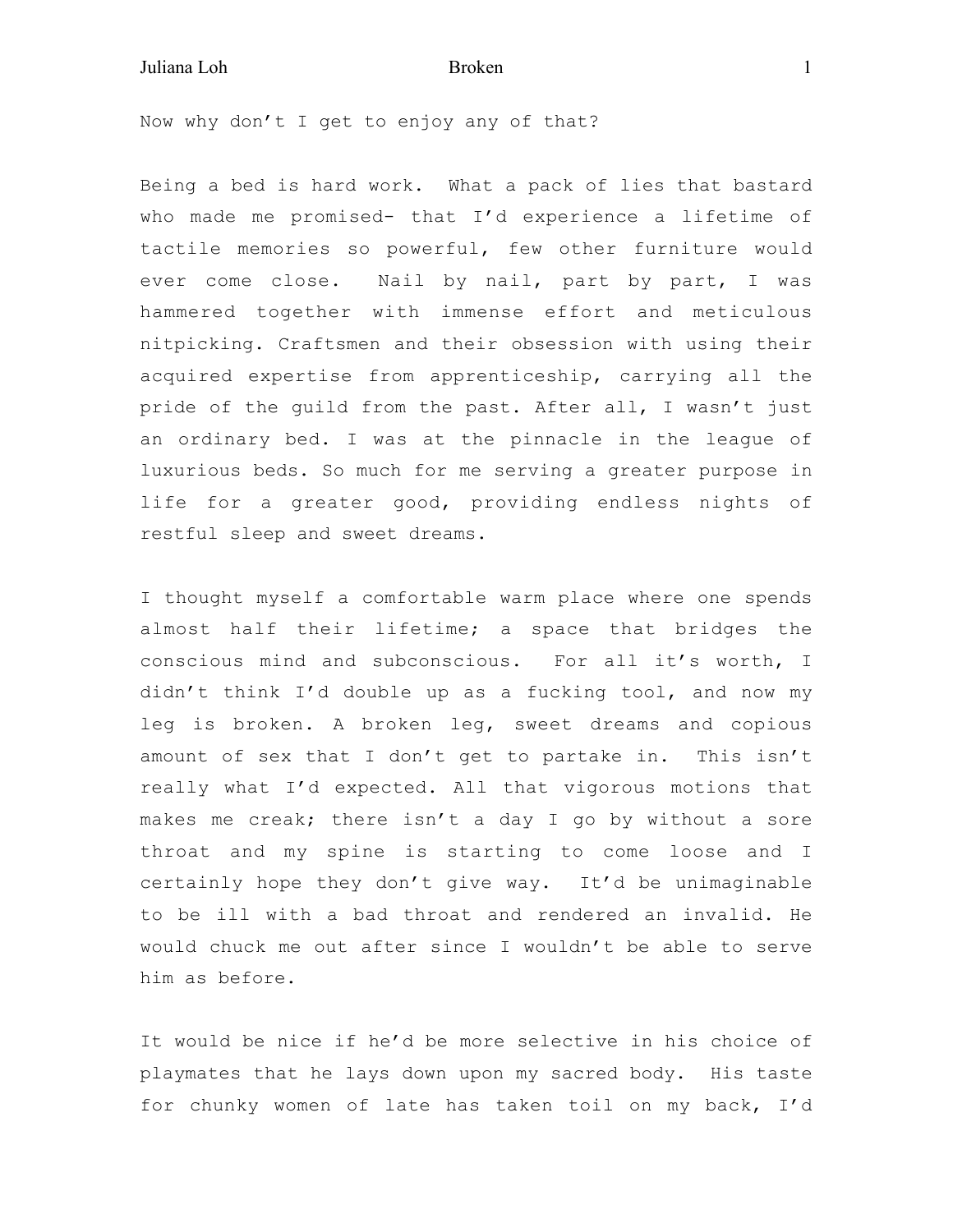Now why don’t I get to enjoy any of that?

Being a bed is hard work. What a pack of lies that bastard who made me promised- that I’d experience a lifetime of tactile memories so powerful, few other furniture would ever come close. Nail by nail, part by part, I was hammered together with immense effort and meticulous nitpicking. Craftsmen and their obsession with using their acquired expertise from apprenticeship, carrying all the pride of the guild from the past. After all, I wasn’t just an ordinary bed. I was at the pinnacle in the league of luxurious beds. So much for me serving a greater purpose in life for a greater good, providing endless nights of restful sleep and sweet dreams.

I thought myself a comfortable warm place where one spends almost half their lifetime; a space that bridges the conscious mind and subconscious. For all it’s worth, I didn’t think I’d double up as a fucking tool, and now my leg is broken. A broken leg, sweet dreams and copious amount of sex that I don’t get to partake in. This isn’t really what I’d expected. All that vigorous motions that makes me creak; there isn’t a day I go by without a sore throat and my spine is starting to come loose and I certainly hope they don’t give way. It’d be unimaginable to be ill with a bad throat and rendered an invalid. He would chuck me out after since I wouldn’t be able to serve him as before.

It would be nice if he’d be more selective in his choice of playmates that he lays down upon my sacred body. His taste for chunky women of late has taken toil on my back, I’d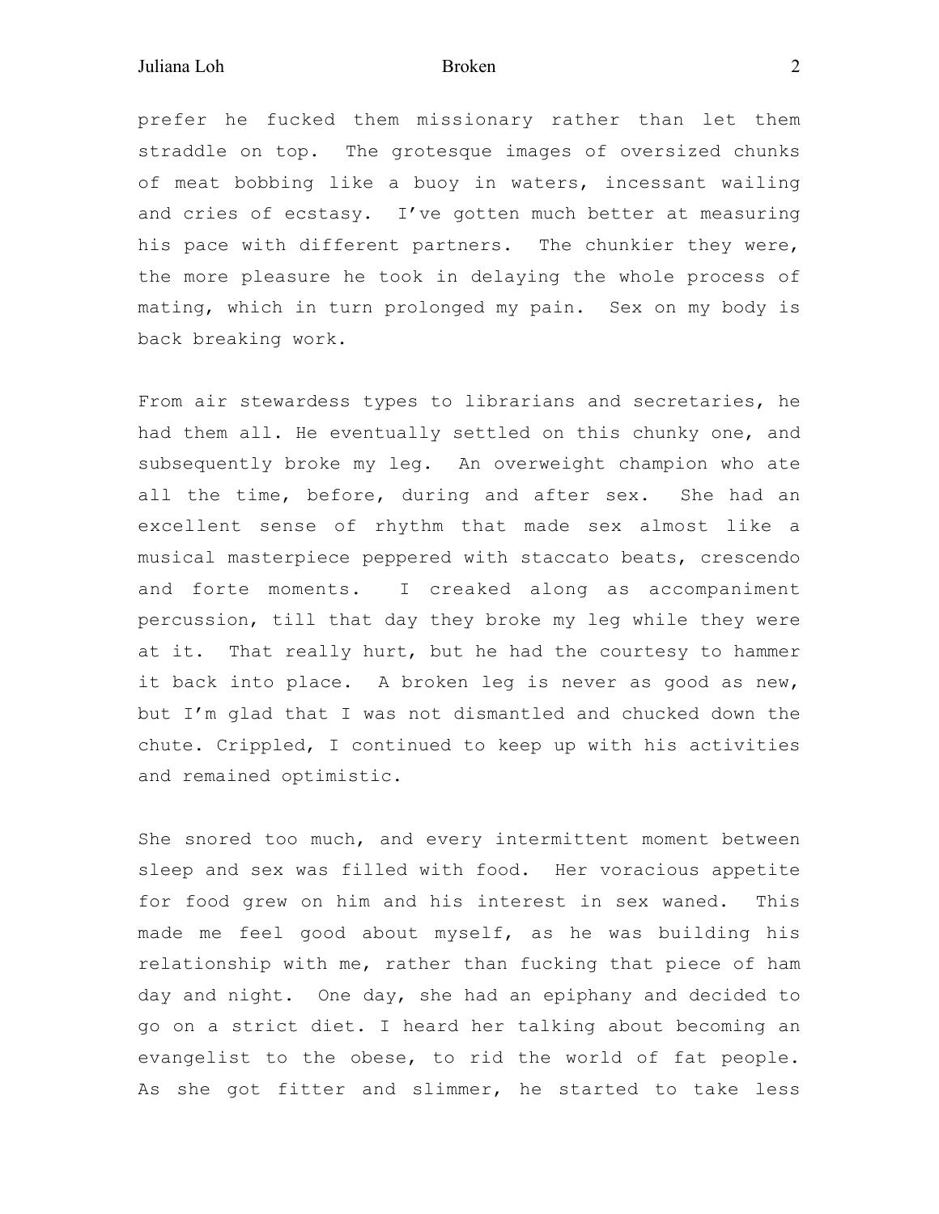prefer he fucked them missionary rather than let them straddle on top. The grotesque images of oversized chunks of meat bobbing like a buoy in waters, incessant wailing and cries of ecstasy. I've gotten much better at measuring his pace with different partners. The chunkier they were, the more pleasure he took in delaying the whole process of mating, which in turn prolonged my pain. Sex on my body is back breaking work.

From air stewardess types to librarians and secretaries, he had them all. He eventually settled on this chunky one, and subsequently broke my leg. An overweight champion who ate all the time, before, during and after sex. She had an excellent sense of rhythm that made sex almost like a musical masterpiece peppered with staccato beats, crescendo and forte moments. I creaked along as accompaniment percussion, till that day they broke my leg while they were at it. That really hurt, but he had the courtesy to hammer it back into place. A broken leg is never as good as new, but I'm glad that I was not dismantled and chucked down the chute. Crippled, I continued to keep up with his activities and remained optimistic.

She snored too much, and every intermittent moment between sleep and sex was filled with food. Her voracious appetite for food grew on him and his interest in sex waned. This made me feel good about myself, as he was building his relationship with me, rather than fucking that piece of ham day and night. One day, she had an epiphany and decided to go on a strict diet. I heard her talking about becoming an evangelist to the obese, to rid the world of fat people. As she got fitter and slimmer, he started to take less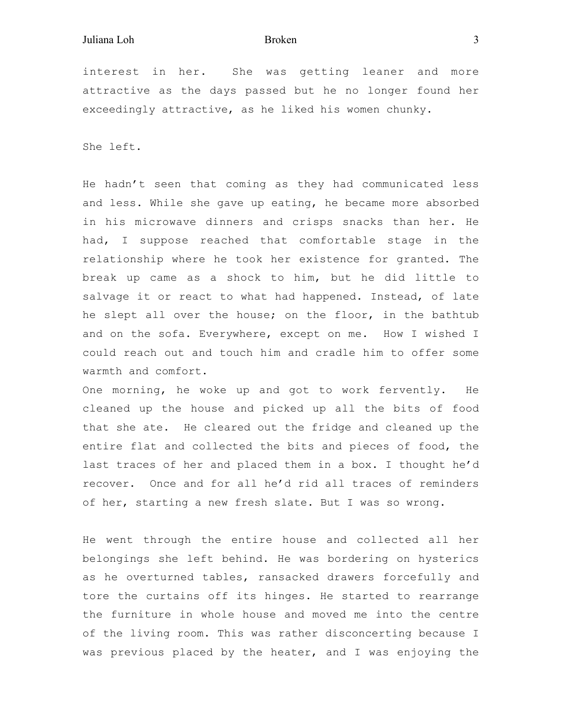interest in her. She was getting leaner and more attractive as the days passed but he no longer found her exceedingly attractive, as he liked his women chunky.

She left.

He hadn't seen that coming as they had communicated less and less. While she gave up eating, he became more absorbed in his microwave dinners and crisps snacks than her. He had, I suppose reached that comfortable stage in the relationship where he took her existence for granted. The break up came as a shock to him, but he did little to salvage it or react to what had happened. Instead, of late he slept all over the house; on the floor, in the bathtub and on the sofa. Everywhere, except on me. How I wished I could reach out and touch him and cradle him to offer some warmth and comfort.

One morning, he woke up and got to work fervently. He cleaned up the house and picked up all the bits of food that she ate. He cleared out the fridge and cleaned up the entire flat and collected the bits and pieces of food, the last traces of her and placed them in a box. I thought he'd recover. Once and for all he'd rid all traces of reminders of her, starting a new fresh slate. But I was so wrong.

He went through the entire house and collected all her belongings she left behind. He was bordering on hysterics as he overturned tables, ransacked drawers forcefully and tore the curtains off its hinges. He started to rearrange the furniture in whole house and moved me into the centre of the living room. This was rather disconcerting because I was previous placed by the heater, and I was enjoying the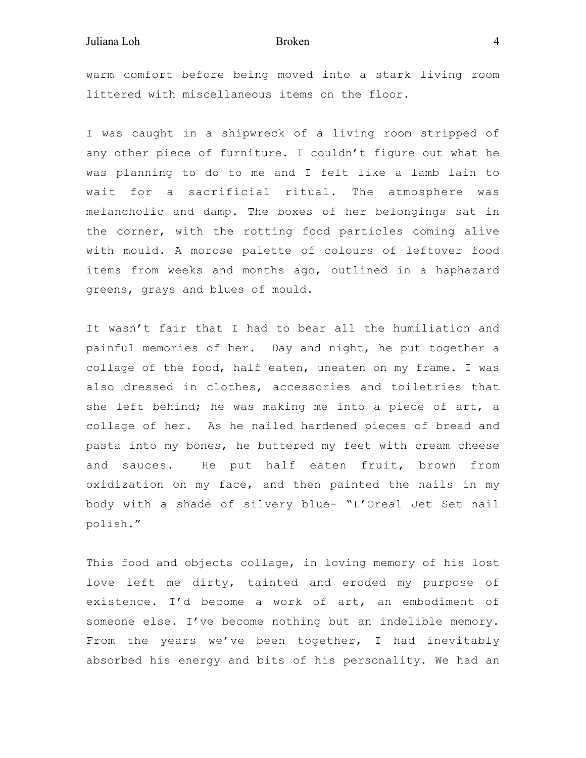warm comfort before being moved into a stark living room littered with miscellaneous items on the floor.

I was caught in a shipwreck of a living room stripped of any other piece of furniture. I couldn't figure out what he was planning to do to me and I felt like a lamb lain to wait for a sacrificial ritual. The atmosphere was melancholic and damp. The boxes of her belongings sat in the corner, with the rotting food particles coming alive with mould. A morose palette of colours of leftover food items from weeks and months ago, outlined in a haphazard greens, grays and blues of mould.

It wasn't fair that I had to bear all the humiliation and painful memories of her. Day and night, he put together a collage of the food, half eaten, uneaten on my frame. I was also dressed in clothes, accessories and toiletries that she left behind; he was making me into a piece of art, a collage of her. As he nailed hardened pieces of bread and pasta into my bones, he buttered my feet with cream cheese and sauces. He put half eaten fruit, brown from oxidization on my face, and then painted the nails in my body with a shade of silvery blue- "L'Oreal Jet Set nail polish."

This food and objects collage, in loving memory of his lost love left me dirty, tainted and eroded my purpose of existence. I'd become a work of art, an embodiment of someone else. I've become nothing but an indelible memory. From the years we've been together, I had inevitably absorbed his energy and bits of his personality. We had an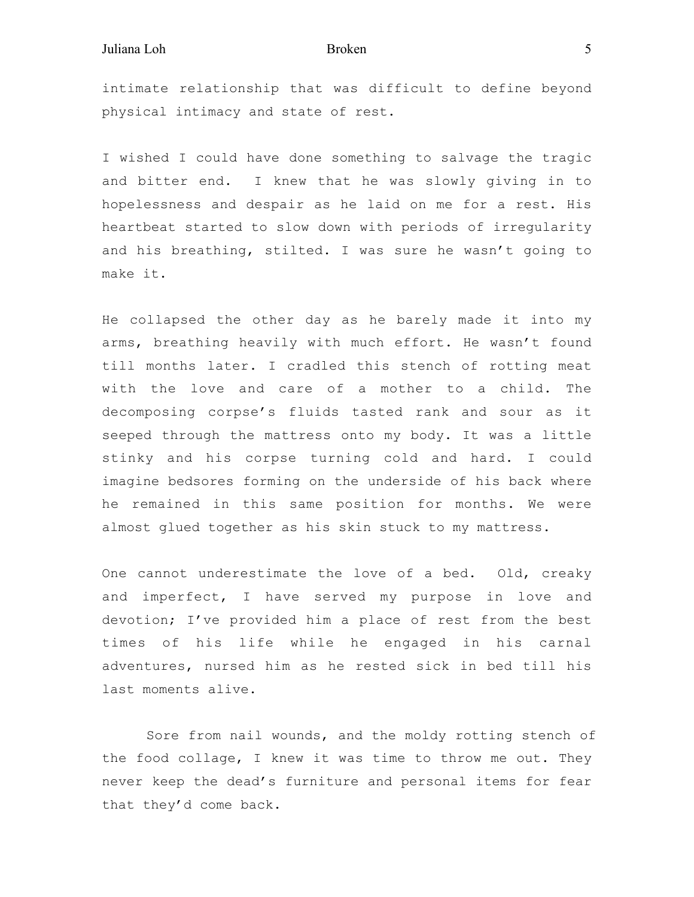intimate relationship that was difficult to define beyond physical intimacy and state of rest.

I wished I could have done something to salvage the tragic and bitter end. I knew that he was slowly giving in to hopelessness and despair as he laid on me for a rest. His heartbeat started to slow down with periods of irregularity and his breathing, stilted. I was sure he wasn't going to make it.

He collapsed the other day as he barely made it into my arms, breathing heavily with much effort. He wasn't found till months later. I cradled this stench of rotting meat with the love and care of a mother to a child. The decomposing corpse's fluids tasted rank and sour as it seeped through the mattress onto my body. It was a little stinky and his corpse turning cold and hard. I could imagine bedsores forming on the underside of his back where he remained in this same position for months. We were almost glued together as his skin stuck to my mattress.

One cannot underestimate the love of a bed. Old, creaky and imperfect, I have served my purpose in love and devotion; I've provided him a place of rest from the best times of his life while he engaged in his carnal adventures, nursed him as he rested sick in bed till his last moments alive.

Sore from nail wounds, and the moldy rotting stench of the food collage, I knew it was time to throw me out. They never keep the dead's furniture and personal items for fear that they'd come back.